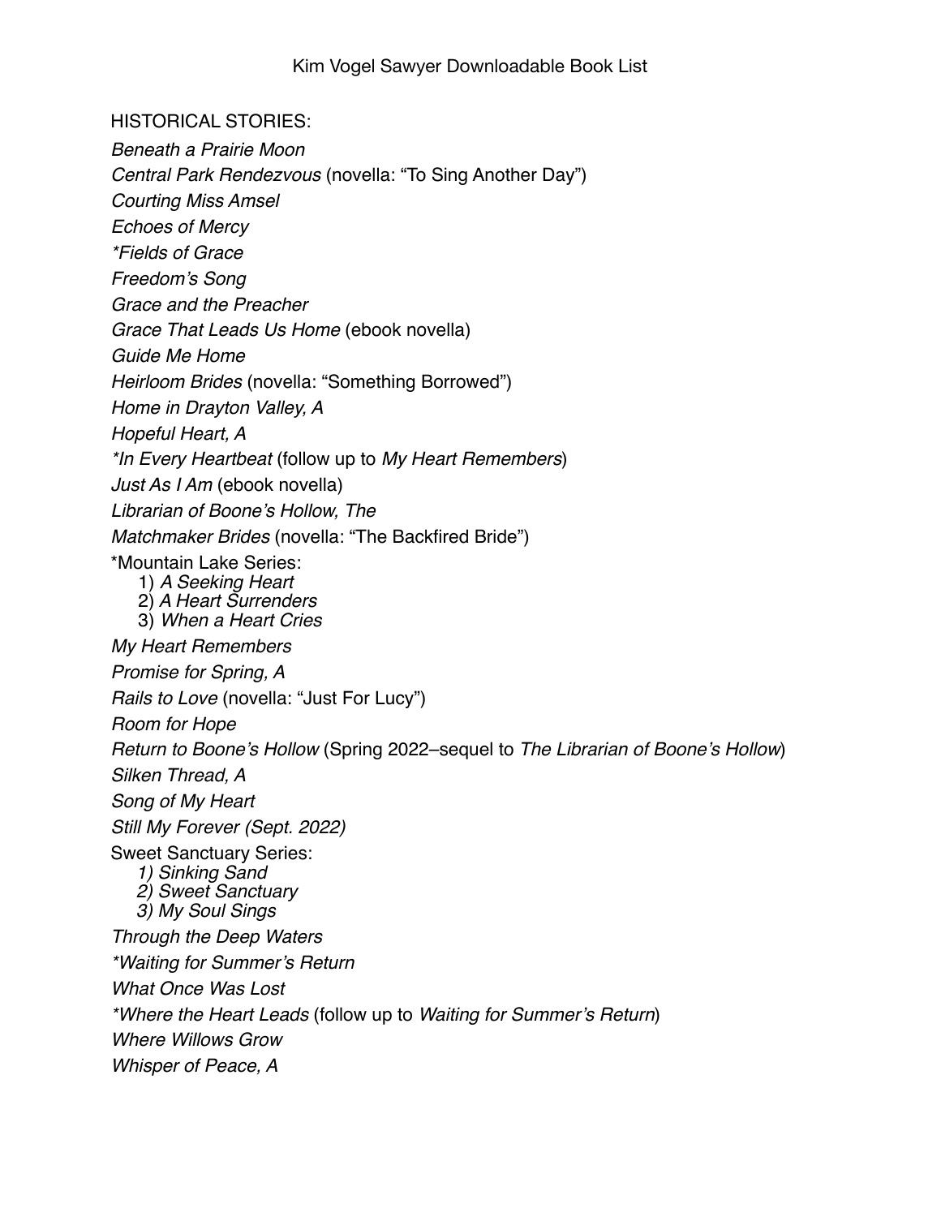# Kim Vogel Sawyer Downloadable Book List

HISTORICAL STORIES:

*Beneath a Prairie Moon*

*Central Park Rendezvous* (novella: "To Sing Another Day")

*Courting Miss Amsel*

*Echoes of Mercy*

*\*Fields of Grace*

*Freedom's Song*

*Grace and the Preacher*

*Grace That Leads Us Home* (ebook novella)

*Guide Me Home*

*Heirloom Brides* (novella: "Something Borrowed")

*Home in Drayton Valley, A*

*Hopeful Heart, A*

*\*In Every Heartbeat* (follow up to *My Heart Remembers*)

*Just As I Am* (ebook novella)

*Librarian of Boone's Hollow, The*

*Matchmaker Brides* (novella: "The Backfired Bride")

\*Mountain Lake Series:

1) *A Seeking Heart*
2) *A Heart Surrenders*
3) *When a Heart Cries*

*My Heart Remembers*

*Promise for Spring, A*

*Rails to Love* (novella: "Just For Lucy")

*Room for Hope*

*Return to Boone's Hollow* (Spring 2022–sequel to *The Librarian of Boone's Hollow*)

*Silken Thread, A*

*Song of My Heart*

*Still My Forever (Sept. 2022)*

Sweet Sanctuary Series:

1) *Sinking Sand*
2) *Sweet Sanctuary*
3) *My Soul Sings*

*Through the Deep Waters*

*\*Waiting for Summer's Return*

*What Once Was Lost*

*\*Where the Heart Leads* (follow up to *Waiting for Summer's Return*)

*Where Willows Grow*

*Whisper of Peace, A*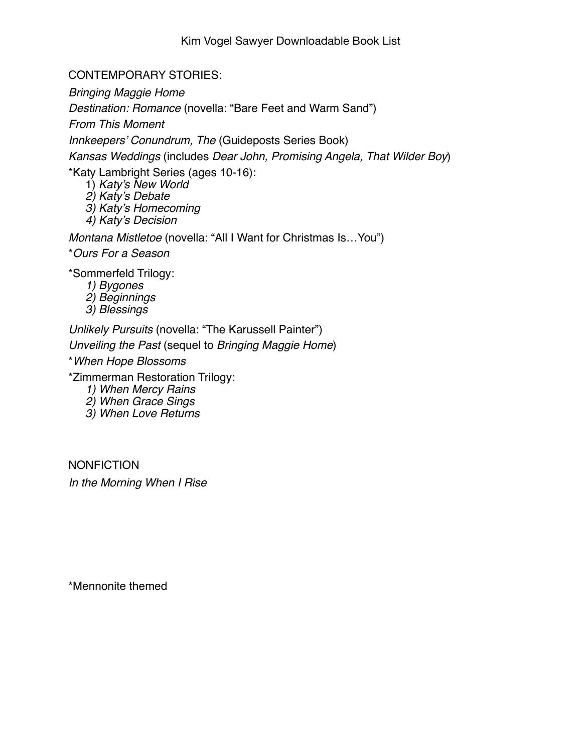Kim Vogel Sawyer Downloadable Book List

CONTEMPORARY STORIES:

*Bringing Maggie Home*

*Destination: Romance* (novella: "Bare Feet and Warm Sand")

*From This Moment*

*Innkeepers' Conundrum, The* (Guideposts Series Book)

*Kansas Weddings* (includes *Dear John, Promising Angela, That Wilder Boy*)

*Katy Lambright Series (ages 10-16):
1) *Katy's New World*
2) *Katy's Debate*
3) *Katy's Homecoming*
4) *Katy's Decision*

*Montana Mistletoe* (novella: "All I Want for Christmas Is…You")

**Ours For a Season*

*Sommerfeld Trilogy:
1) *Bygones*
2) *Beginnings*
3) *Blessings*

*Unlikely Pursuits* (novella: "The Karussell Painter")

*Unveiling the Past* (sequel to *Bringing Maggie Home*)

**When Hope Blossoms*

*Zimmerman Restoration Trilogy:
1) *When Mercy Rains*
2) *When Grace Sings*
3) *When Love Returns*

NONFICTION

*In the Morning When I Rise*

*Mennonite themed